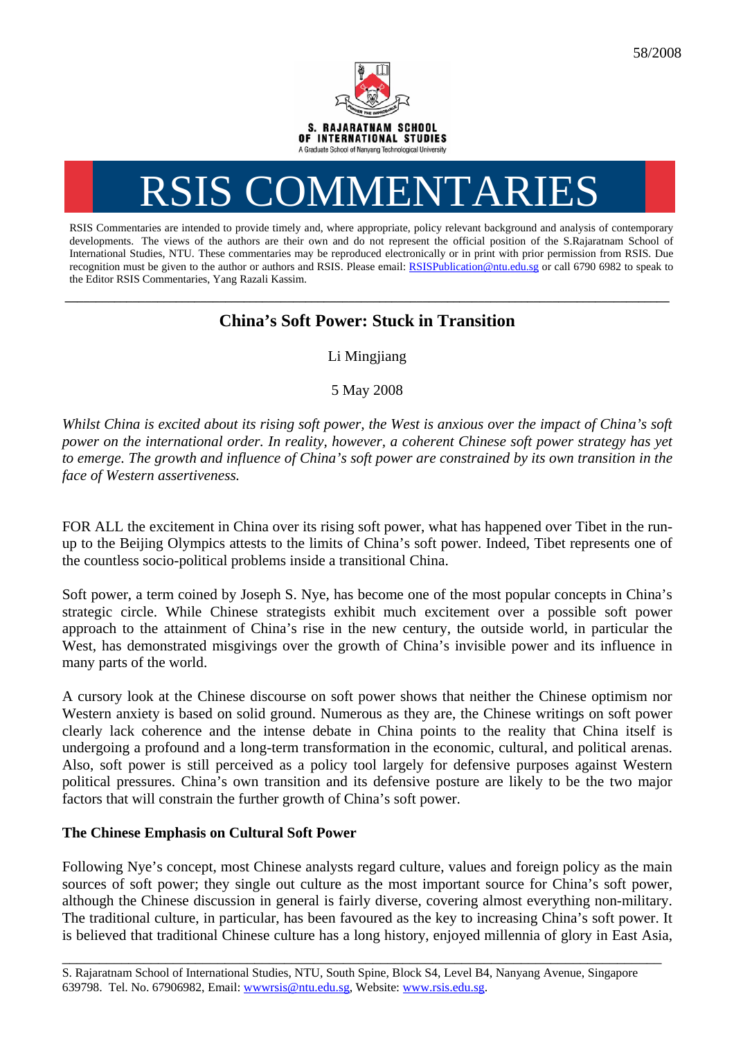58/2008

S. RAJARATNAM SCHOOL OF INTERNATIONAL STUDIES
A Graduate School of Nanyang Technological University

# RSIS COMMENTARIES

RSIS Commentaries are intended to provide timely and, where appropriate, policy relevant background and analysis of contemporary developments. The views of the authors are their own and do not represent the official position of the S.Rajaratnam School of International Studies, NTU. These commentaries may be reproduced electronically or in print with prior permission from RSIS. Due recognition must be given to the author or authors and RSIS. Please email: RSISPublication@ntu.edu.sg or call 6790 6982 to speak to the Editor RSIS Commentaries, Yang Razali Kassim.

---

## China's Soft Power: Stuck in Transition

Li Mingjiang

5 May 2008

*Whilst China is excited about its rising soft power, the West is anxious over the impact of China's soft power on the international order. In reality, however, a coherent Chinese soft power strategy has yet to emerge. The growth and influence of China's soft power are constrained by its own transition in the face of Western assertiveness.*

FOR ALL the excitement in China over its rising soft power, what has happened over Tibet in the run-up to the Beijing Olympics attests to the limits of China's soft power. Indeed, Tibet represents one of the countless socio-political problems inside a transitional China.

Soft power, a term coined by Joseph S. Nye, has become one of the most popular concepts in China's strategic circle. While Chinese strategists exhibit much excitement over a possible soft power approach to the attainment of China's rise in the new century, the outside world, in particular the West, has demonstrated misgivings over the growth of China's invisible power and its influence in many parts of the world.

A cursory look at the Chinese discourse on soft power shows that neither the Chinese optimism nor Western anxiety is based on solid ground. Numerous as they are, the Chinese writings on soft power clearly lack coherence and the intense debate in China points to the reality that China itself is undergoing a profound and a long-term transformation in the economic, cultural, and political arenas. Also, soft power is still perceived as a policy tool largely for defensive purposes against Western political pressures. China's own transition and its defensive posture are likely to be the two major factors that will constrain the further growth of China's soft power.

### The Chinese Emphasis on Cultural Soft Power

Following Nye's concept, most Chinese analysts regard culture, values and foreign policy as the main sources of soft power; they single out culture as the most important source for China's soft power, although the Chinese discussion in general is fairly diverse, covering almost everything non-military. The traditional culture, in particular, has been favoured as the key to increasing China's soft power. It is believed that traditional Chinese culture has a long history, enjoyed millennia of glory in East Asia,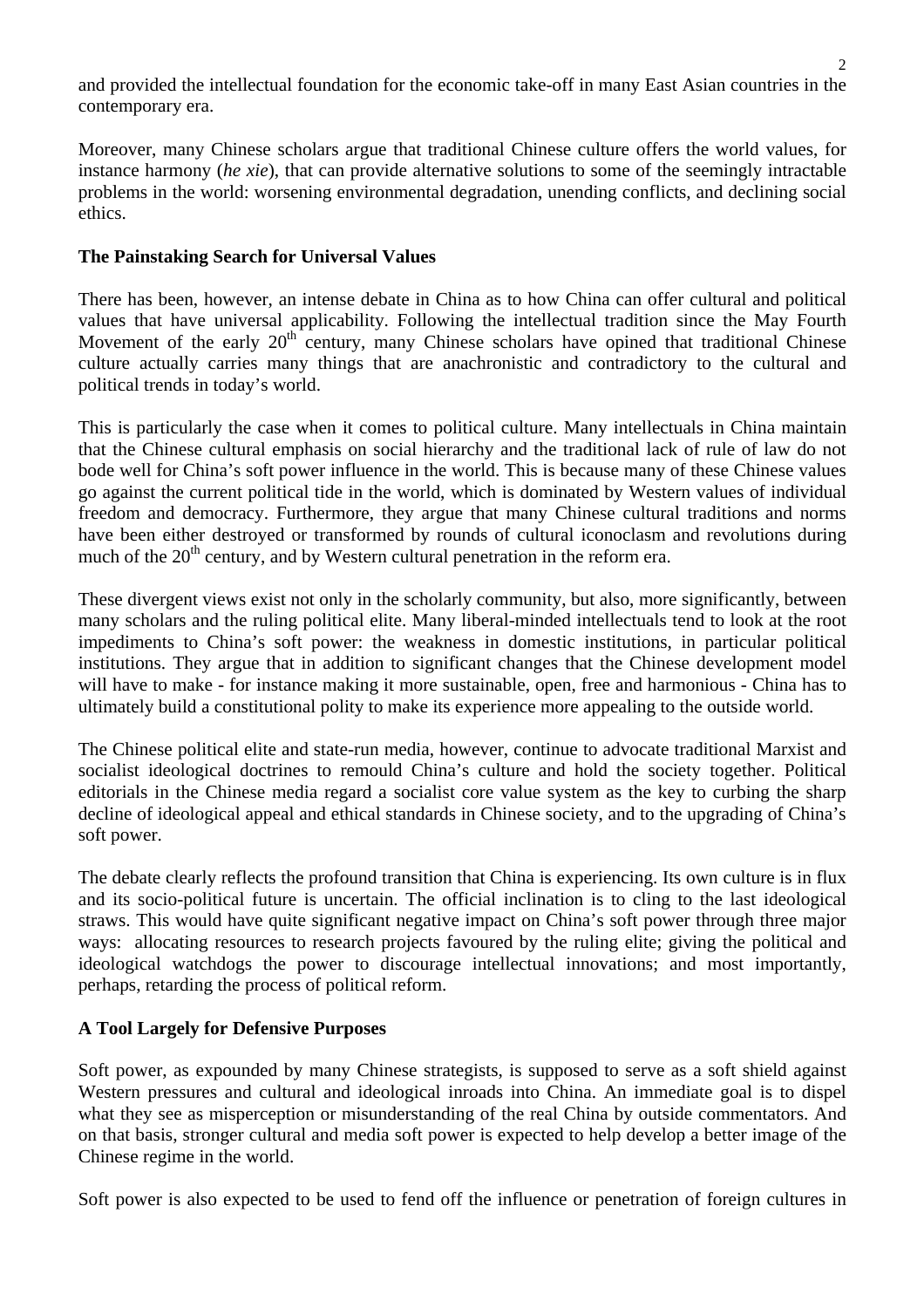and provided the intellectual foundation for the economic take-off in many East Asian countries in the contemporary era.

Moreover, many Chinese scholars argue that traditional Chinese culture offers the world values, for instance harmony (*he xie*), that can provide alternative solutions to some of the seemingly intractable problems in the world: worsening environmental degradation, unending conflicts, and declining social ethics.

**The Painstaking Search for Universal Values**

There has been, however, an intense debate in China as to how China can offer cultural and political values that have universal applicability. Following the intellectual tradition since the May Fourth Movement of the early 20th century, many Chinese scholars have opined that traditional Chinese culture actually carries many things that are anachronistic and contradictory to the cultural and political trends in today's world.

This is particularly the case when it comes to political culture. Many intellectuals in China maintain that the Chinese cultural emphasis on social hierarchy and the traditional lack of rule of law do not bode well for China's soft power influence in the world. This is because many of these Chinese values go against the current political tide in the world, which is dominated by Western values of individual freedom and democracy. Furthermore, they argue that many Chinese cultural traditions and norms have been either destroyed or transformed by rounds of cultural iconoclasm and revolutions during much of the 20th century, and by Western cultural penetration in the reform era.

These divergent views exist not only in the scholarly community, but also, more significantly, between many scholars and the ruling political elite. Many liberal-minded intellectuals tend to look at the root impediments to China's soft power: the weakness in domestic institutions, in particular political institutions. They argue that in addition to significant changes that the Chinese development model will have to make - for instance making it more sustainable, open, free and harmonious - China has to ultimately build a constitutional polity to make its experience more appealing to the outside world.

The Chinese political elite and state-run media, however, continue to advocate traditional Marxist and socialist ideological doctrines to remould China's culture and hold the society together. Political editorials in the Chinese media regard a socialist core value system as the key to curbing the sharp decline of ideological appeal and ethical standards in Chinese society, and to the upgrading of China's soft power.

The debate clearly reflects the profound transition that China is experiencing. Its own culture is in flux and its socio-political future is uncertain. The official inclination is to cling to the last ideological straws. This would have quite significant negative impact on China's soft power through three major ways: allocating resources to research projects favoured by the ruling elite; giving the political and ideological watchdogs the power to discourage intellectual innovations; and most importantly, perhaps, retarding the process of political reform.

**A Tool Largely for Defensive Purposes**

Soft power, as expounded by many Chinese strategists, is supposed to serve as a soft shield against Western pressures and cultural and ideological inroads into China. An immediate goal is to dispel what they see as misperception or misunderstanding of the real China by outside commentators. And on that basis, stronger cultural and media soft power is expected to help develop a better image of the Chinese regime in the world.

Soft power is also expected to be used to fend off the influence or penetration of foreign cultures in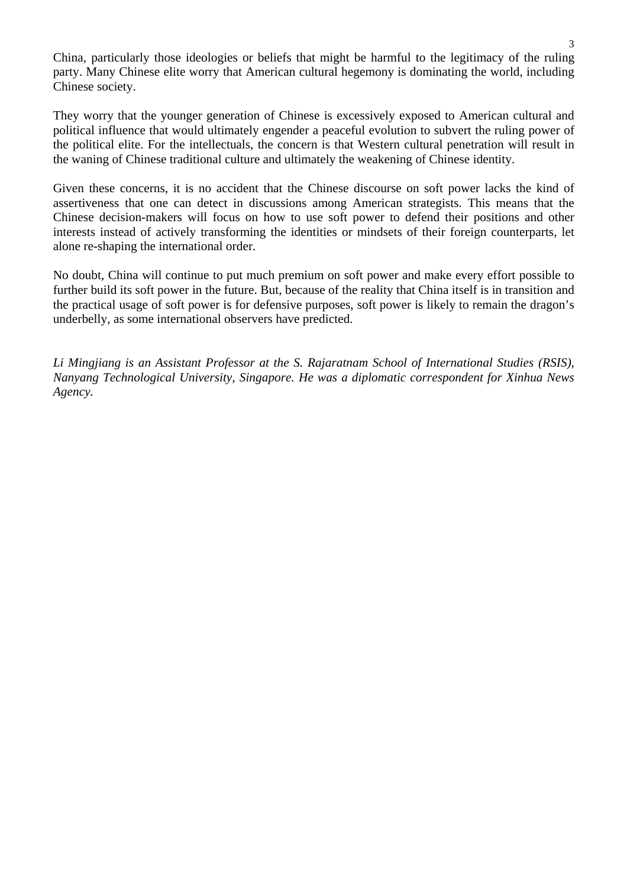China, particularly those ideologies or beliefs that might be harmful to the legitimacy of the ruling party. Many Chinese elite worry that American cultural hegemony is dominating the world, including Chinese society.

They worry that the younger generation of Chinese is excessively exposed to American cultural and political influence that would ultimately engender a peaceful evolution to subvert the ruling power of the political elite. For the intellectuals, the concern is that Western cultural penetration will result in the waning of Chinese traditional culture and ultimately the weakening of Chinese identity.

Given these concerns, it is no accident that the Chinese discourse on soft power lacks the kind of assertiveness that one can detect in discussions among American strategists. This means that the Chinese decision-makers will focus on how to use soft power to defend their positions and other interests instead of actively transforming the identities or mindsets of their foreign counterparts, let alone re-shaping the international order.

No doubt, China will continue to put much premium on soft power and make every effort possible to further build its soft power in the future. But, because of the reality that China itself is in transition and the practical usage of soft power is for defensive purposes, soft power is likely to remain the dragon's underbelly, as some international observers have predicted.

*Li Mingjiang is an Assistant Professor at the S. Rajaratnam School of International Studies (RSIS), Nanyang Technological University, Singapore. He was a diplomatic correspondent for Xinhua News Agency.*